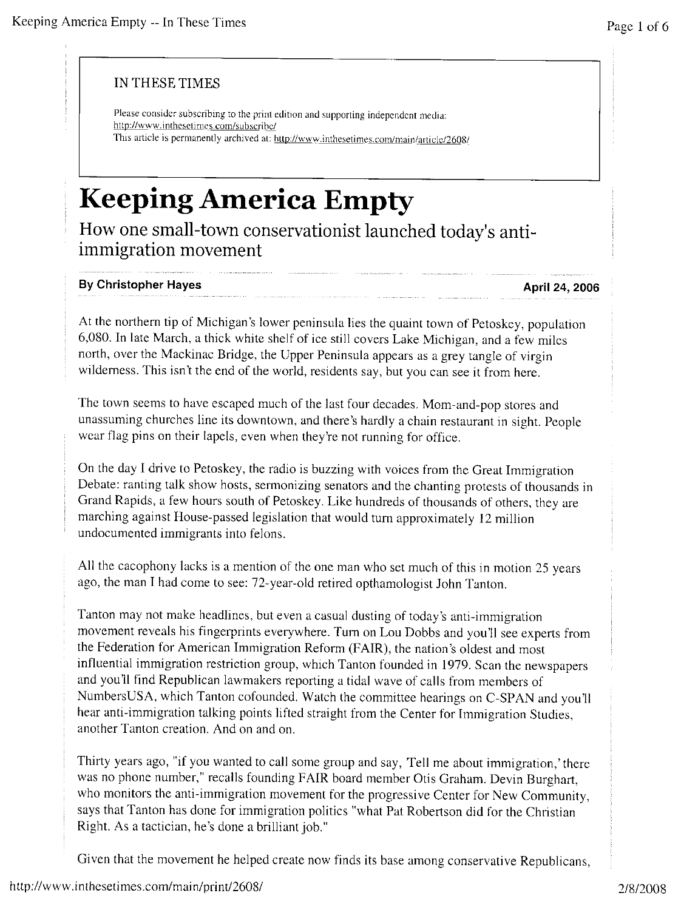IN THESE TIMES

Please consider subscribing to the print edition and supporting independent media: http://www.inthesetimes.com/subscribe/
This article is permanently archived at: http://www.inthesetimes.com/main/article/2608/

# Keeping America Empty

## How one small-town conservationist launched today's anti-immigration movement

**By Christopher Hayes** — **April 24, 2006**

At the northern tip of Michigan's lower peninsula lies the quaint town of Petoskey, population 6,080. In late March, a thick white shelf of ice still covers Lake Michigan, and a few miles north, over the Mackinac Bridge, the Upper Peninsula appears as a grey tangle of virgin wilderness. This isn't the end of the world, residents say, but you can see it from here.

The town seems to have escaped much of the last four decades. Mom-and-pop stores and unassuming churches line its downtown, and there's hardly a chain restaurant in sight. People wear flag pins on their lapels, even when they're not running for office.

On the day I drive to Petoskey, the radio is buzzing with voices from the Great Immigration Debate: ranting talk show hosts, sermonizing senators and the chanting protests of thousands in Grand Rapids, a few hours south of Petoskey. Like hundreds of thousands of others, they are marching against House-passed legislation that would turn approximately 12 million undocumented immigrants into felons.

All the cacophony lacks is a mention of the one man who set much of this in motion 25 years ago, the man I had come to see: 72-year-old retired opthamologist John Tanton.

Tanton may not make headlines, but even a casual dusting of today's anti-immigration movement reveals his fingerprints everywhere. Turn on Lou Dobbs and you'll see experts from the Federation for American Immigration Reform (FAIR), the nation's oldest and most influential immigration restriction group, which Tanton founded in 1979. Scan the newspapers and you'll find Republican lawmakers reporting a tidal wave of calls from members of NumbersUSA, which Tanton cofounded. Watch the committee hearings on C-SPAN and you'll hear anti-immigration talking points lifted straight from the Center for Immigration Studies, another Tanton creation. And on and on.

Thirty years ago, "if you wanted to call some group and say, 'Tell me about immigration,' there was no phone number," recalls founding FAIR board member Otis Graham. Devin Burghart, who monitors the anti-immigration movement for the progressive Center for New Community, says that Tanton has done for immigration politics "what Pat Robertson did for the Christian Right. As a tactician, he's done a brilliant job."

Given that the movement he helped create now finds its base among conservative Republicans,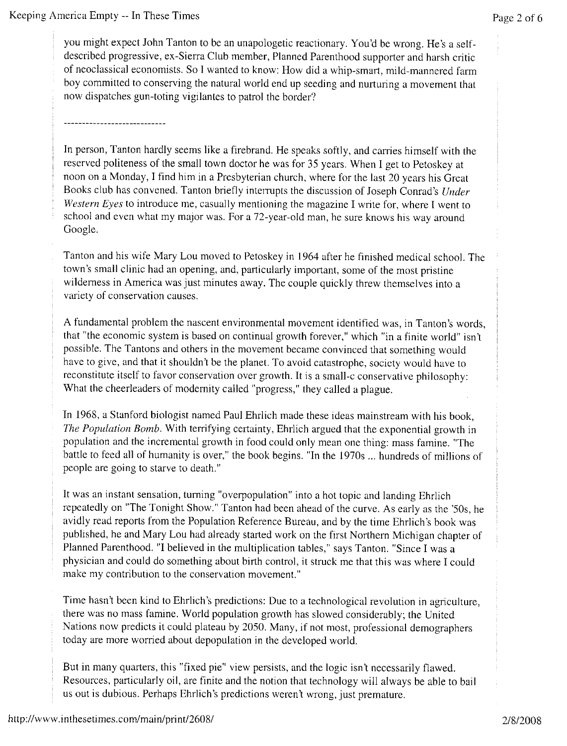you might expect John Tanton to be an unapologetic reactionary. You'd be wrong. He's a self-described progressive, ex-Sierra Club member, Planned Parenthood supporter and harsh critic of neoclassical economists. So I wanted to know: How did a whip-smart, mild-mannered farm boy committed to conserving the natural world end up seeding and nurturing a movement that now dispatches gun-toting vigilantes to patrol the border?

----------------------------

In person, Tanton hardly seems like a firebrand. He speaks softly, and carries himself with the reserved politeness of the small town doctor he was for 35 years. When I get to Petoskey at noon on a Monday, I find him in a Presbyterian church, where for the last 20 years his Great Books club has convened. Tanton briefly interrupts the discussion of Joseph Conrad's *Under Western Eyes* to introduce me, casually mentioning the magazine I write for, where I went to school and even what my major was. For a 72-year-old man, he sure knows his way around Google.

Tanton and his wife Mary Lou moved to Petoskey in 1964 after he finished medical school. The town's small clinic had an opening, and, particularly important, some of the most pristine wilderness in America was just minutes away. The couple quickly threw themselves into a variety of conservation causes.

A fundamental problem the nascent environmental movement identified was, in Tanton's words, that "the economic system is based on continual growth forever," which "in a finite world" isn't possible. The Tantons and others in the movement became convinced that something would have to give, and that it shouldn't be the planet. To avoid catastrophe, society would have to reconstitute itself to favor conservation over growth. It is a small-c conservative philosophy: What the cheerleaders of modernity called "progress," they called a plague.

In 1968, a Stanford biologist named Paul Ehrlich made these ideas mainstream with his book, *The Population Bomb*. With terrifying certainty, Ehrlich argued that the exponential growth in population and the incremental growth in food could only mean one thing: mass famine. "The battle to feed all of humanity is over," the book begins. "In the 1970s ... hundreds of millions of people are going to starve to death."

It was an instant sensation, turning "overpopulation" into a hot topic and landing Ehrlich repeatedly on "The Tonight Show." Tanton had been ahead of the curve. As early as the '50s, he avidly read reports from the Population Reference Bureau, and by the time Ehrlich's book was published, he and Mary Lou had already started work on the first Northern Michigan chapter of Planned Parenthood. "I believed in the multiplication tables," says Tanton. "Since I was a physician and could do something about birth control, it struck me that this was where I could make my contribution to the conservation movement."

Time hasn't been kind to Ehrlich's predictions: Due to a technological revolution in agriculture, there was no mass famine. World population growth has slowed considerably; the United Nations now predicts it could plateau by 2050. Many, if not most, professional demographers today are more worried about depopulation in the developed world.

But in many quarters, this "fixed pie" view persists, and the logic isn't necessarily flawed. Resources, particularly oil, are finite and the notion that technology will always be able to bail us out is dubious. Perhaps Ehrlich's predictions weren't wrong, just premature.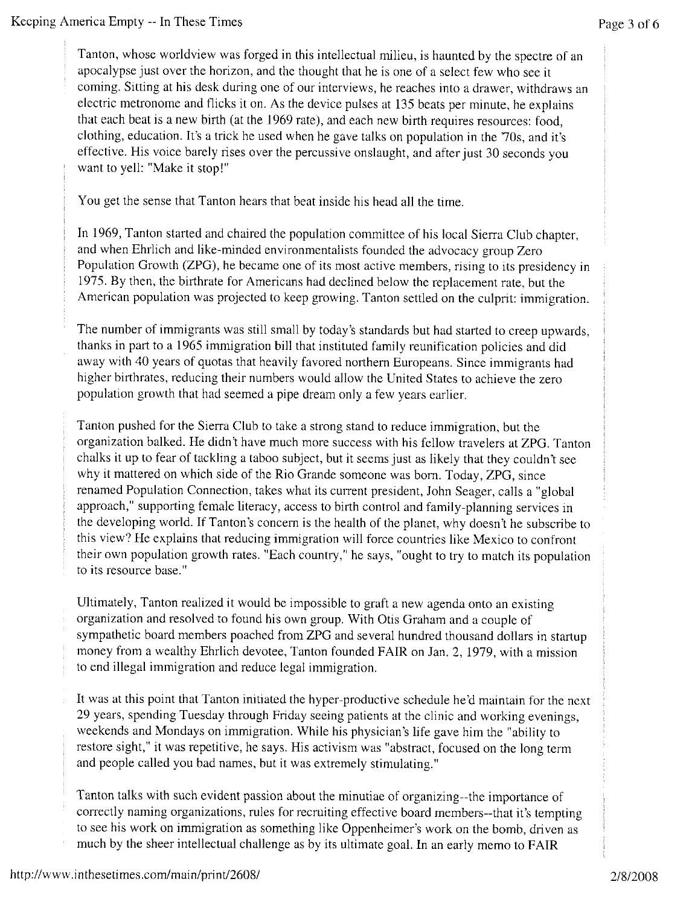Tanton, whose worldview was forged in this intellectual milieu, is haunted by the spectre of an apocalypse just over the horizon, and the thought that he is one of a select few who see it coming. Sitting at his desk during one of our interviews, he reaches into a drawer, withdraws an electric metronome and flicks it on. As the device pulses at 135 beats per minute, he explains that each beat is a new birth (at the 1969 rate), and each new birth requires resources: food, clothing, education. It's a trick he used when he gave talks on population in the '70s, and it's effective. His voice barely rises over the percussive onslaught, and after just 30 seconds you want to yell: "Make it stop!"

You get the sense that Tanton hears that beat inside his head all the time.

In 1969, Tanton started and chaired the population committee of his local Sierra Club chapter, and when Ehrlich and like-minded environmentalists founded the advocacy group Zero Population Growth (ZPG), he became one of its most active members, rising to its presidency in 1975. By then, the birthrate for Americans had declined below the replacement rate, but the American population was projected to keep growing. Tanton settled on the culprit: immigration.

The number of immigrants was still small by today's standards but had started to creep upwards, thanks in part to a 1965 immigration bill that instituted family reunification policies and did away with 40 years of quotas that heavily favored northern Europeans. Since immigrants had higher birthrates, reducing their numbers would allow the United States to achieve the zero population growth that had seemed a pipe dream only a few years earlier.

Tanton pushed for the Sierra Club to take a strong stand to reduce immigration, but the organization balked. He didn't have much more success with his fellow travelers at ZPG. Tanton chalks it up to fear of tackling a taboo subject, but it seems just as likely that they couldn't see why it mattered on which side of the Rio Grande someone was born. Today, ZPG, since renamed Population Connection, takes what its current president, John Seager, calls a "global approach," supporting female literacy, access to birth control and family-planning services in the developing world. If Tanton's concern is the health of the planet, why doesn't he subscribe to this view? He explains that reducing immigration will force countries like Mexico to confront their own population growth rates. "Each country," he says, "ought to try to match its population to its resource base."

Ultimately, Tanton realized it would be impossible to graft a new agenda onto an existing organization and resolved to found his own group. With Otis Graham and a couple of sympathetic board members poached from ZPG and several hundred thousand dollars in startup money from a wealthy Ehrlich devotee, Tanton founded FAIR on Jan. 2, 1979, with a mission to end illegal immigration and reduce legal immigration.

It was at this point that Tanton initiated the hyper-productive schedule he'd maintain for the next 29 years, spending Tuesday through Friday seeing patients at the clinic and working evenings, weekends and Mondays on immigration. While his physician's life gave him the "ability to restore sight," it was repetitive, he says. His activism was "abstract, focused on the long term and people called you bad names, but it was extremely stimulating."

Tanton talks with such evident passion about the minutiae of organizing--the importance of correctly naming organizations, rules for recruiting effective board members--that it's tempting to see his work on immigration as something like Oppenheimer's work on the bomb, driven as much by the sheer intellectual challenge as by its ultimate goal. In an early memo to FAIR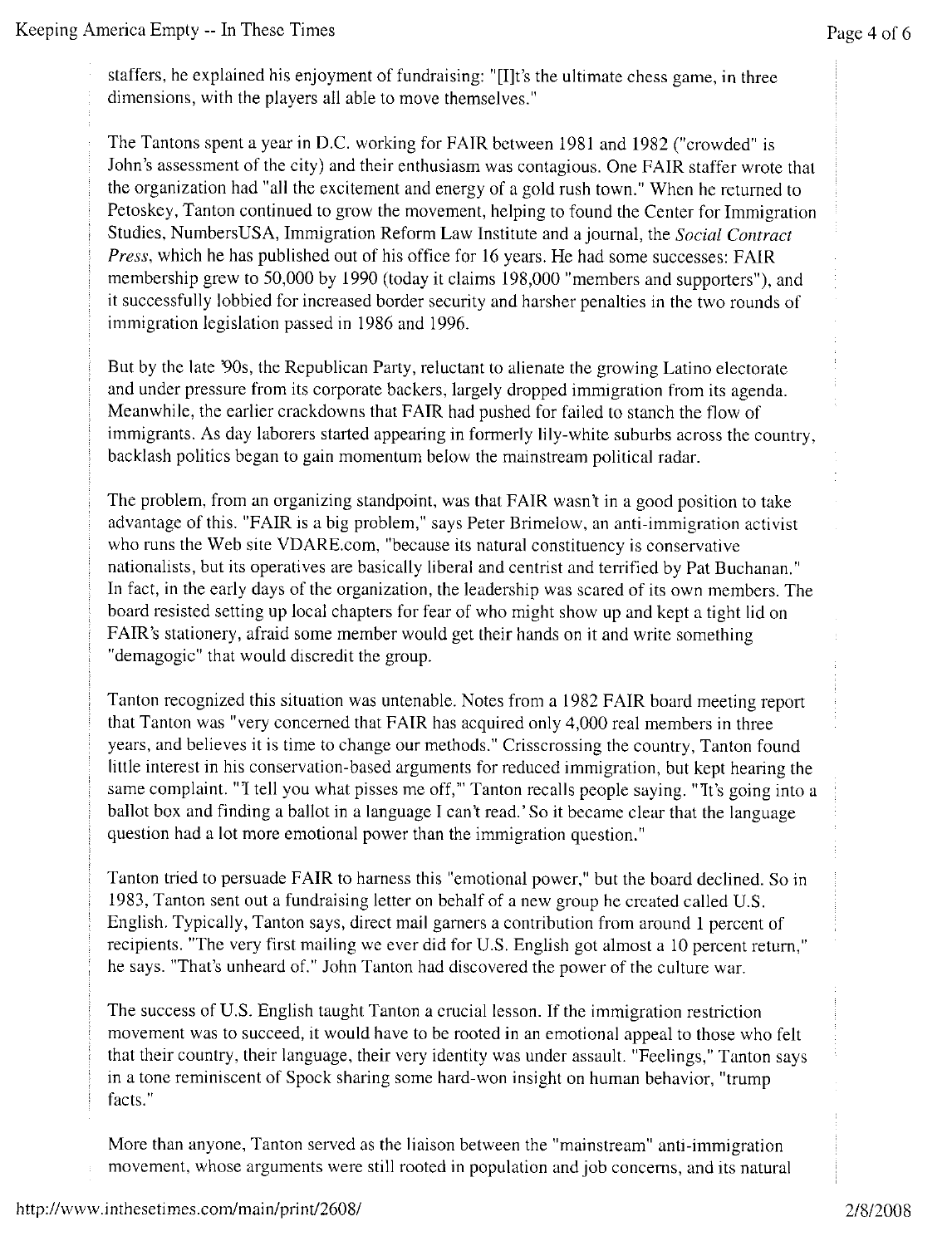staffers, he explained his enjoyment of fundraising: "[I]t's the ultimate chess game, in three dimensions, with the players all able to move themselves."

The Tantons spent a year in D.C. working for FAIR between 1981 and 1982 ("crowded" is John's assessment of the city) and their enthusiasm was contagious. One FAIR staffer wrote that the organization had "all the excitement and energy of a gold rush town." When he returned to Petoskey, Tanton continued to grow the movement, helping to found the Center for Immigration Studies, NumbersUSA, Immigration Reform Law Institute and a journal, the *Social Contract Press*, which he has published out of his office for 16 years. He had some successes: FAIR membership grew to 50,000 by 1990 (today it claims 198,000 "members and supporters"), and it successfully lobbied for increased border security and harsher penalties in the two rounds of immigration legislation passed in 1986 and 1996.

But by the late '90s, the Republican Party, reluctant to alienate the growing Latino electorate and under pressure from its corporate backers, largely dropped immigration from its agenda. Meanwhile, the earlier crackdowns that FAIR had pushed for failed to stanch the flow of immigrants. As day laborers started appearing in formerly lily-white suburbs across the country, backlash politics began to gain momentum below the mainstream political radar.

The problem, from an organizing standpoint, was that FAIR wasn't in a good position to take advantage of this. "FAIR is a big problem," says Peter Brimelow, an anti-immigration activist who runs the Web site VDARE.com, "because its natural constituency is conservative nationalists, but its operatives are basically liberal and centrist and terrified by Pat Buchanan." In fact, in the early days of the organization, the leadership was scared of its own members. The board resisted setting up local chapters for fear of who might show up and kept a tight lid on FAIR's stationery, afraid some member would get their hands on it and write something "demagogic" that would discredit the group.

Tanton recognized this situation was untenable. Notes from a 1982 FAIR board meeting report that Tanton was "very concerned that FAIR has acquired only 4,000 real members in three years, and believes it is time to change our methods." Crisscrossing the country, Tanton found little interest in his conservation-based arguments for reduced immigration, but kept hearing the same complaint. "'I tell you what pisses me off,'" Tanton recalls people saying. "'It's going into a ballot box and finding a ballot in a language I can't read.' So it became clear that the language question had a lot more emotional power than the immigration question."

Tanton tried to persuade FAIR to harness this "emotional power," but the board declined. So in 1983, Tanton sent out a fundraising letter on behalf of a new group he created called U.S. English. Typically, Tanton says, direct mail garners a contribution from around 1 percent of recipients. "The very first mailing we ever did for U.S. English got almost a 10 percent return," he says. "That's unheard of." John Tanton had discovered the power of the culture war.

The success of U.S. English taught Tanton a crucial lesson. If the immigration restriction movement was to succeed, it would have to be rooted in an emotional appeal to those who felt that their country, their language, their very identity was under assault. "Feelings," Tanton says in a tone reminiscent of Spock sharing some hard-won insight on human behavior, "trump facts."

More than anyone, Tanton served as the liaison between the "mainstream" anti-immigration movement, whose arguments were still rooted in population and job concerns, and its natural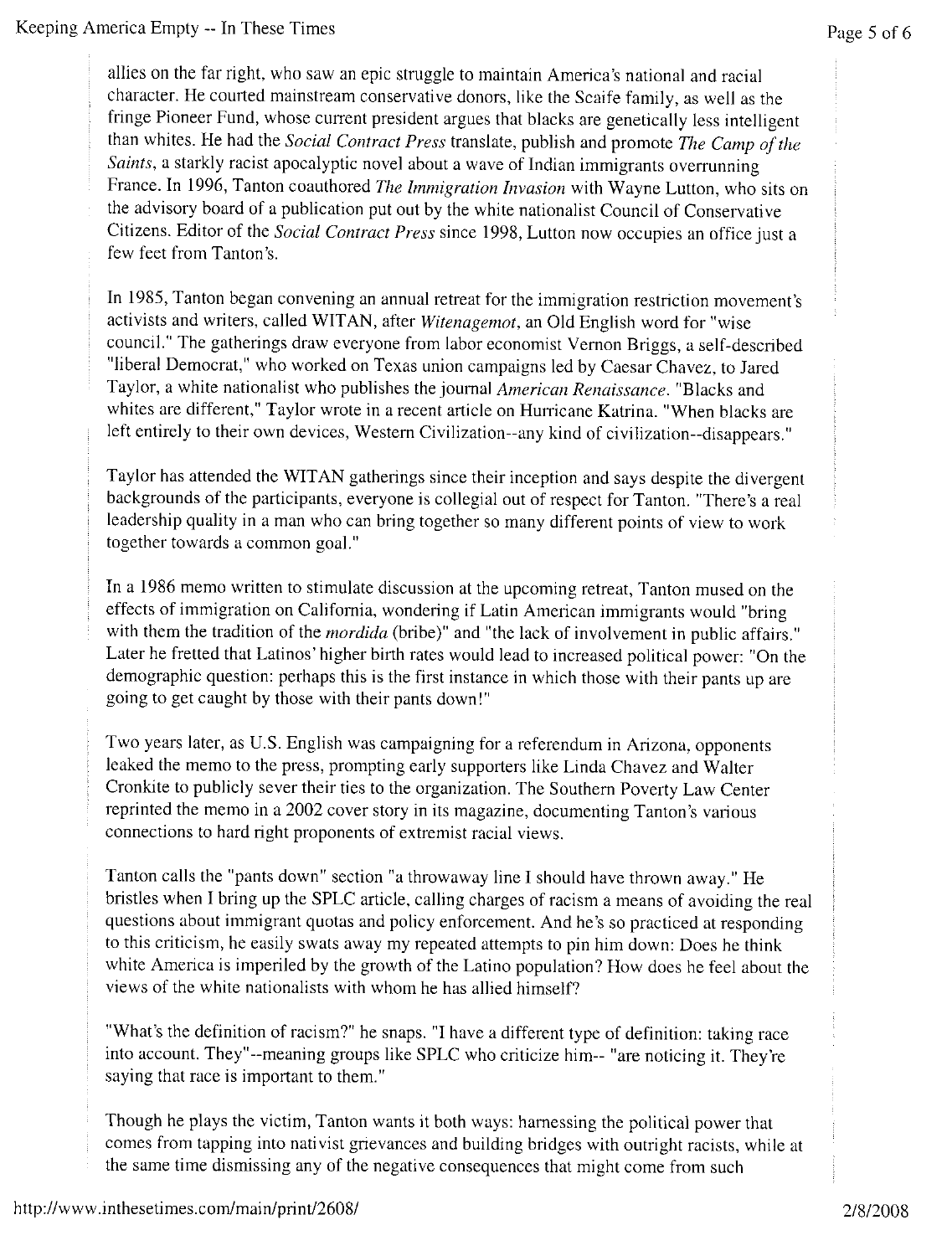allies on the far right, who saw an epic struggle to maintain America's national and racial character. He courted mainstream conservative donors, like the Scaife family, as well as the fringe Pioneer Fund, whose current president argues that blacks are genetically less intelligent than whites. He had the *Social Contract Press* translate, publish and promote *The Camp of the Saints*, a starkly racist apocalyptic novel about a wave of Indian immigrants overrunning France. In 1996, Tanton coauthored *The Immigration Invasion* with Wayne Lutton, who sits on the advisory board of a publication put out by the white nationalist Council of Conservative Citizens. Editor of the *Social Contract Press* since 1998, Lutton now occupies an office just a few feet from Tanton's.

In 1985, Tanton began convening an annual retreat for the immigration restriction movement's activists and writers, called WITAN, after *Witenagemot*, an Old English word for "wise council." The gatherings draw everyone from labor economist Vernon Briggs, a self-described "liberal Democrat," who worked on Texas union campaigns led by Caesar Chavez, to Jared Taylor, a white nationalist who publishes the journal *American Renaissance*. "Blacks and whites are different," Taylor wrote in a recent article on Hurricane Katrina. "When blacks are left entirely to their own devices, Western Civilization--any kind of civilization--disappears."

Taylor has attended the WITAN gatherings since their inception and says despite the divergent backgrounds of the participants, everyone is collegial out of respect for Tanton. "There's a real leadership quality in a man who can bring together so many different points of view to work together towards a common goal."

In a 1986 memo written to stimulate discussion at the upcoming retreat, Tanton mused on the effects of immigration on California, wondering if Latin American immigrants would "bring with them the tradition of the *mordida* (bribe)" and "the lack of involvement in public affairs." Later he fretted that Latinos' higher birth rates would lead to increased political power: "On the demographic question: perhaps this is the first instance in which those with their pants up are going to get caught by those with their pants down!"

Two years later, as U.S. English was campaigning for a referendum in Arizona, opponents leaked the memo to the press, prompting early supporters like Linda Chavez and Walter Cronkite to publicly sever their ties to the organization. The Southern Poverty Law Center reprinted the memo in a 2002 cover story in its magazine, documenting Tanton's various connections to hard right proponents of extremist racial views.

Tanton calls the "pants down" section "a throwaway line I should have thrown away." He bristles when I bring up the SPLC article, calling charges of racism a means of avoiding the real questions about immigrant quotas and policy enforcement. And he's so practiced at responding to this criticism, he easily swats away my repeated attempts to pin him down: Does he think white America is imperiled by the growth of the Latino population? How does he feel about the views of the white nationalists with whom he has allied himself?

"What's the definition of racism?" he snaps. "I have a different type of definition: taking race into account. They"--meaning groups like SPLC who criticize him-- "are noticing it. They're saying that race is important to them."

Though he plays the victim, Tanton wants it both ways: harnessing the political power that comes from tapping into nativist grievances and building bridges with outright racists, while at the same time dismissing any of the negative consequences that might come from such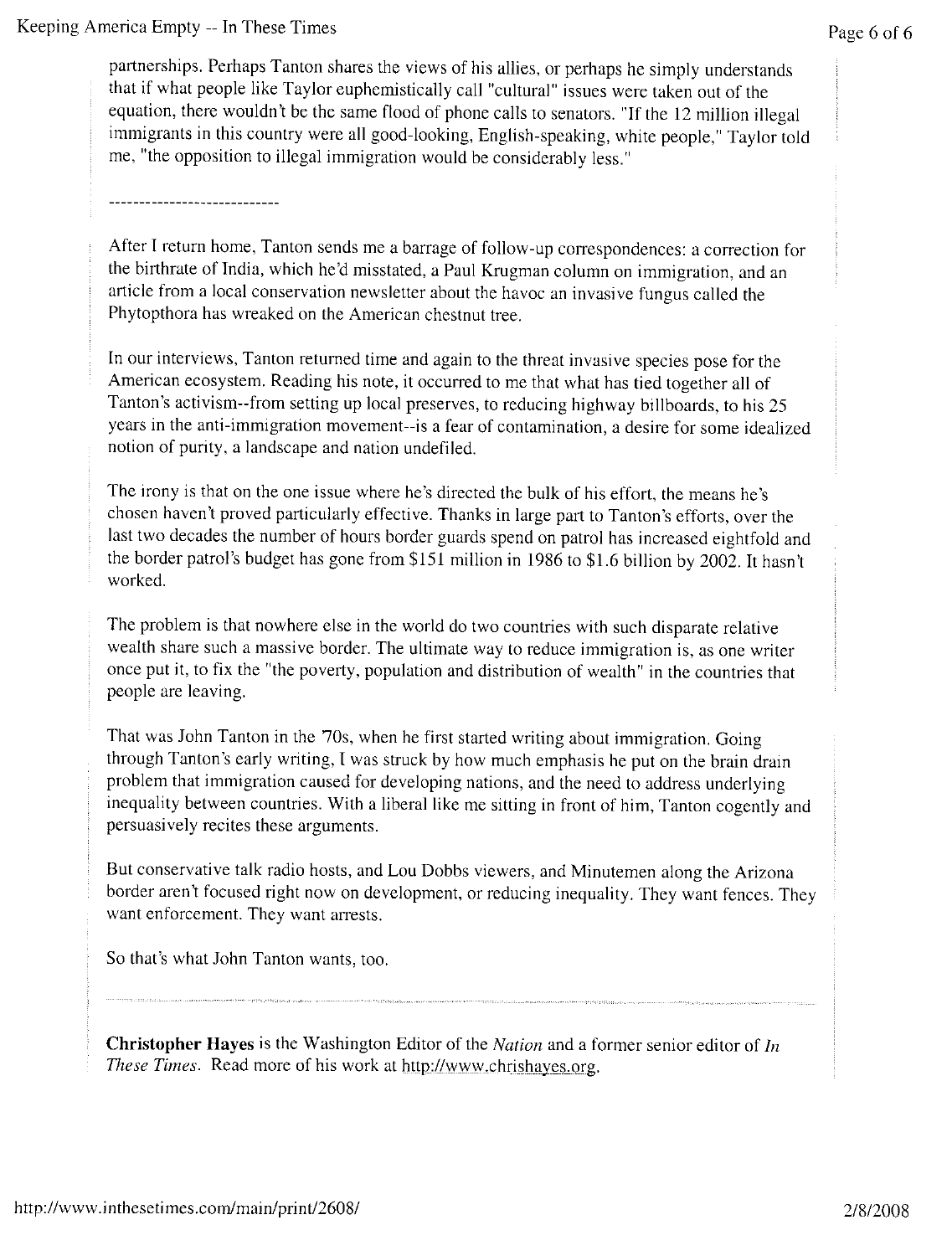partnerships. Perhaps Tanton shares the views of his allies, or perhaps he simply understands that if what people like Taylor euphemistically call "cultural" issues were taken out of the equation, there wouldn't be the same flood of phone calls to senators. "If the 12 million illegal immigrants in this country were all good-looking, English-speaking, white people," Taylor told me, "the opposition to illegal immigration would be considerably less."

----------------------------

After I return home, Tanton sends me a barrage of follow-up correspondences: a correction for the birthrate of India, which he'd misstated, a Paul Krugman column on immigration, and an article from a local conservation newsletter about the havoc an invasive fungus called the Phytopthora has wreaked on the American chestnut tree.

In our interviews, Tanton returned time and again to the threat invasive species pose for the American ecosystem. Reading his note, it occurred to me that what has tied together all of Tanton's activism--from setting up local preserves, to reducing highway billboards, to his 25 years in the anti-immigration movement--is a fear of contamination, a desire for some idealized notion of purity, a landscape and nation undefiled.

The irony is that on the one issue where he's directed the bulk of his effort, the means he's chosen haven't proved particularly effective. Thanks in large part to Tanton's efforts, over the last two decades the number of hours border guards spend on patrol has increased eightfold and the border patrol's budget has gone from $151 million in 1986 to $1.6 billion by 2002. It hasn't worked.

The problem is that nowhere else in the world do two countries with such disparate relative wealth share such a massive border. The ultimate way to reduce immigration is, as one writer once put it, to fix the "the poverty, population and distribution of wealth" in the countries that people are leaving.

That was John Tanton in the '70s, when he first started writing about immigration. Going through Tanton's early writing, I was struck by how much emphasis he put on the brain drain problem that immigration caused for developing nations, and the need to address underlying inequality between countries. With a liberal like me sitting in front of him, Tanton cogently and persuasively recites these arguments.

But conservative talk radio hosts, and Lou Dobbs viewers, and Minutemen along the Arizona border aren't focused right now on development, or reducing inequality. They want fences. They want enforcement. They want arrests.

So that's what John Tanton wants, too.

---

**Christopher Hayes** is the Washington Editor of the *Nation* and a former senior editor of *In These Times*. Read more of his work at http://www.chrishayes.org.